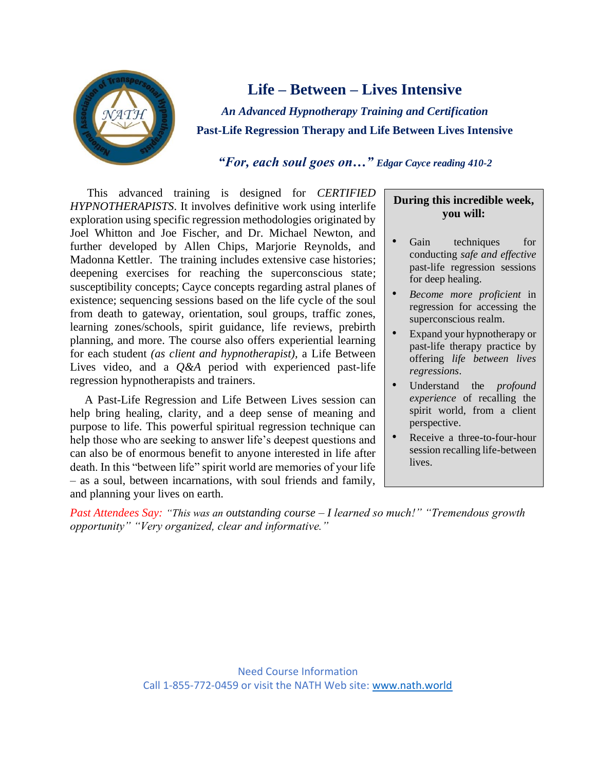# Life – Between – Lives Intensive

***An Advanced Hypnotherapy Training and Certification***

**Past-Life Regression Therapy and Life Between Lives Intensive**

***"For, each soul goes on…"*** ***Edgar Cayce reading 410-2***

This advanced training is designed for *CERTIFIED HYPNOTHERAPISTS*. It involves definitive work using interlife exploration using specific regression methodologies originated by Joel Whitton and Joe Fischer, and Dr. Michael Newton, and further developed by Allen Chips, Marjorie Reynolds, and Madonna Kettler. The training includes extensive case histories; deepening exercises for reaching the superconscious state; susceptibility concepts; Cayce concepts regarding astral planes of existence; sequencing sessions based on the life cycle of the soul from death to gateway, orientation, soul groups, traffic zones, learning zones/schools, spirit guidance, life reviews, prebirth planning, and more. The course also offers experiential learning for each student *(as client and hypnotherapist)*, a Life Between Lives video, and a *Q&A* period with experienced past-life regression hypnotherapists and trainers.

A Past-Life Regression and Life Between Lives session can help bring healing, clarity, and a deep sense of meaning and purpose to life. This powerful spiritual regression technique can help those who are seeking to answer life's deepest questions and can also be of enormous benefit to anyone interested in life after death. In this "between life" spirit world are memories of your life – as a soul, between incarnations, with soul friends and family, and planning your lives on earth.

**During this incredible week, you will:**

- Gain techniques for conducting *safe and effective* past-life regression sessions for deep healing.
- *Become more proficient* in regression for accessing the superconscious realm.
- Expand your hypnotherapy or past-life therapy practice by offering *life between lives regressions*.
- Understand the *profound experience* of recalling the spirit world, from a client perspective.
- Receive a three-to-four-hour session recalling life-between lives.

Past Attendees Say: *"This was an outstanding course – I learned so much!" "Tremendous growth opportunity" "Very organized, clear and informative."*

Need Course Information
Call 1-855-772-0459 or visit the NATH Web site: www.nath.world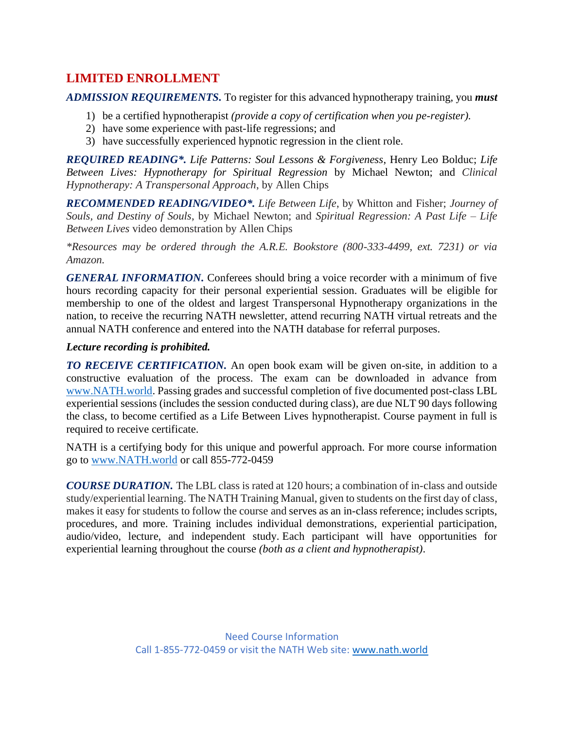## LIMITED ENROLLMENT

***ADMISSION REQUIREMENTS.*** To register for this advanced hypnotherapy training, you ***must***

1) be a certified hypnotherapist *(provide a copy of certification when you pe-register).*
2) have some experience with past-life regressions; and
3) have successfully experienced hypnotic regression in the client role.

***REQUIRED READING\*.*** *Life Patterns: Soul Lessons & Forgiveness*, Henry Leo Bolduc; *Life Between Lives: Hypnotherapy for Spiritual Regression* by Michael Newton; and *Clinical Hypnotherapy: A Transpersonal Approach*, by Allen Chips

***RECOMMENDED READING/VIDEO\*.*** *Life Between Life*, by Whitton and Fisher; *Journey of Souls, and Destiny of Souls*, by Michael Newton; and *Spiritual Regression: A Past Life – Life Between Lives* video demonstration by Allen Chips

*\*Resources may be ordered through the A.R.E. Bookstore (800-333-4499, ext. 7231) or via Amazon.*

***GENERAL INFORMATION.*** Conferees should bring a voice recorder with a minimum of five hours recording capacity for their personal experiential session. Graduates will be eligible for membership to one of the oldest and largest Transpersonal Hypnotherapy organizations in the nation, to receive the recurring NATH newsletter, attend recurring NATH virtual retreats and the annual NATH conference and entered into the NATH database for referral purposes.

***Lecture recording is prohibited.***

***TO RECEIVE CERTIFICATION.*** An open book exam will be given on-site, in addition to a constructive evaluation of the process. The exam can be downloaded in advance from www.NATH.world. Passing grades and successful completion of five documented post-class LBL experiential sessions (includes the session conducted during class), are due NLT 90 days following the class, to become certified as a Life Between Lives hypnotherapist. Course payment in full is required to receive certificate.

NATH is a certifying body for this unique and powerful approach. For more course information go to www.NATH.world or call 855-772-0459

***COURSE DURATION.*** The LBL class is rated at 120 hours; a combination of in-class and outside study/experiential learning. The NATH Training Manual, given to students on the first day of class, makes it easy for students to follow the course and serves as an in-class reference; includes scripts, procedures, and more. Training includes individual demonstrations, experiential participation, audio/video, lecture, and independent study. Each participant will have opportunities for experiential learning throughout the course *(both as a client and hypnotherapist)*.

Need Course Information
Call 1-855-772-0459 or visit the NATH Web site: www.nath.world